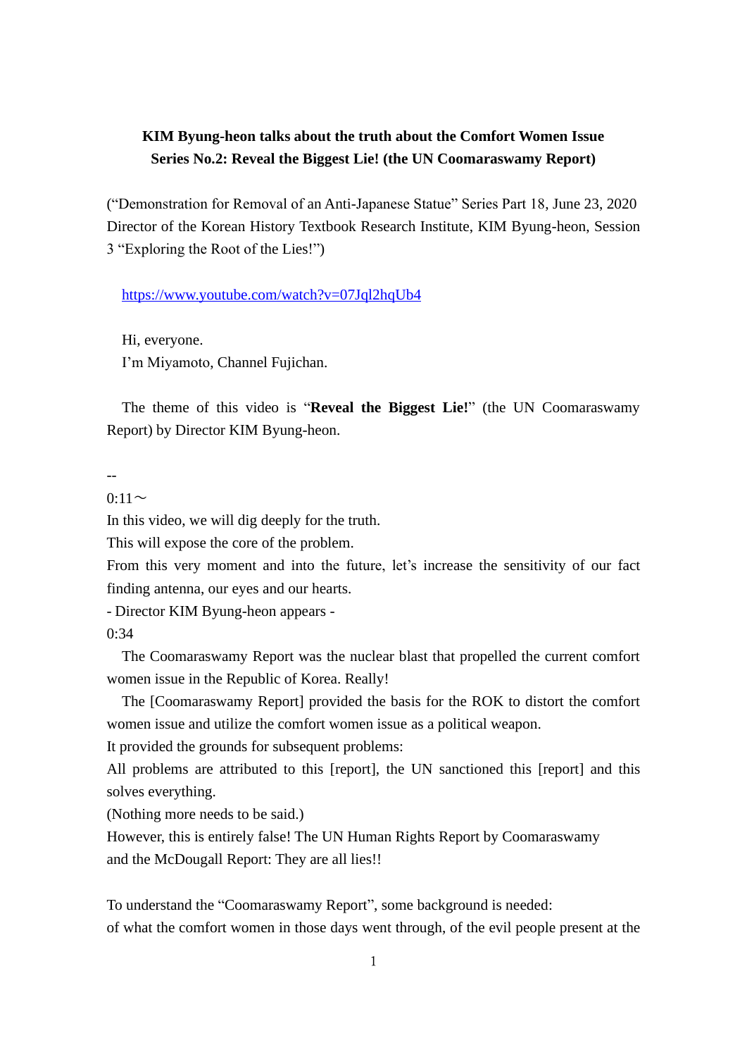**KIM Byung-heon talks about the truth about the Comfort Women Issue**
**Series No.2: Reveal the Biggest Lie! (the UN Coomaraswamy Report)**

(“Demonstration for Removal of an Anti-Japanese Statue” Series Part 18, June 23, 2020 Director of the Korean History Textbook Research Institute, KIM Byung-heon, Session 3 “Exploring the Root of the Lies!”)

https://www.youtube.com/watch?v=07Jql2hqUb4

Hi, everyone.
I’m Miyamoto, Channel Fujichan.

The theme of this video is “**Reveal the Biggest Lie!**” (the UN Coomaraswamy Report) by Director KIM Byung-heon.

--
0:11～
In this video, we will dig deeply for the truth.
This will expose the core of the problem.
From this very moment and into the future, let’s increase the sensitivity of our fact finding antenna, our eyes and our hearts.
- Director KIM Byung-heon appears -
0:34
The Coomaraswamy Report was the nuclear blast that propelled the current comfort women issue in the Republic of Korea. Really!
The [Coomaraswamy Report] provided the basis for the ROK to distort the comfort women issue and utilize the comfort women issue as a political weapon.
It provided the grounds for subsequent problems:
All problems are attributed to this [report], the UN sanctioned this [report] and this solves everything.
(Nothing more needs to be said.)
However, this is entirely false! The UN Human Rights Report by Coomaraswamy and the McDougall Report: They are all lies!!

To understand the “Coomaraswamy Report”, some background is needed:
of what the comfort women in those days went through, of the evil people present at the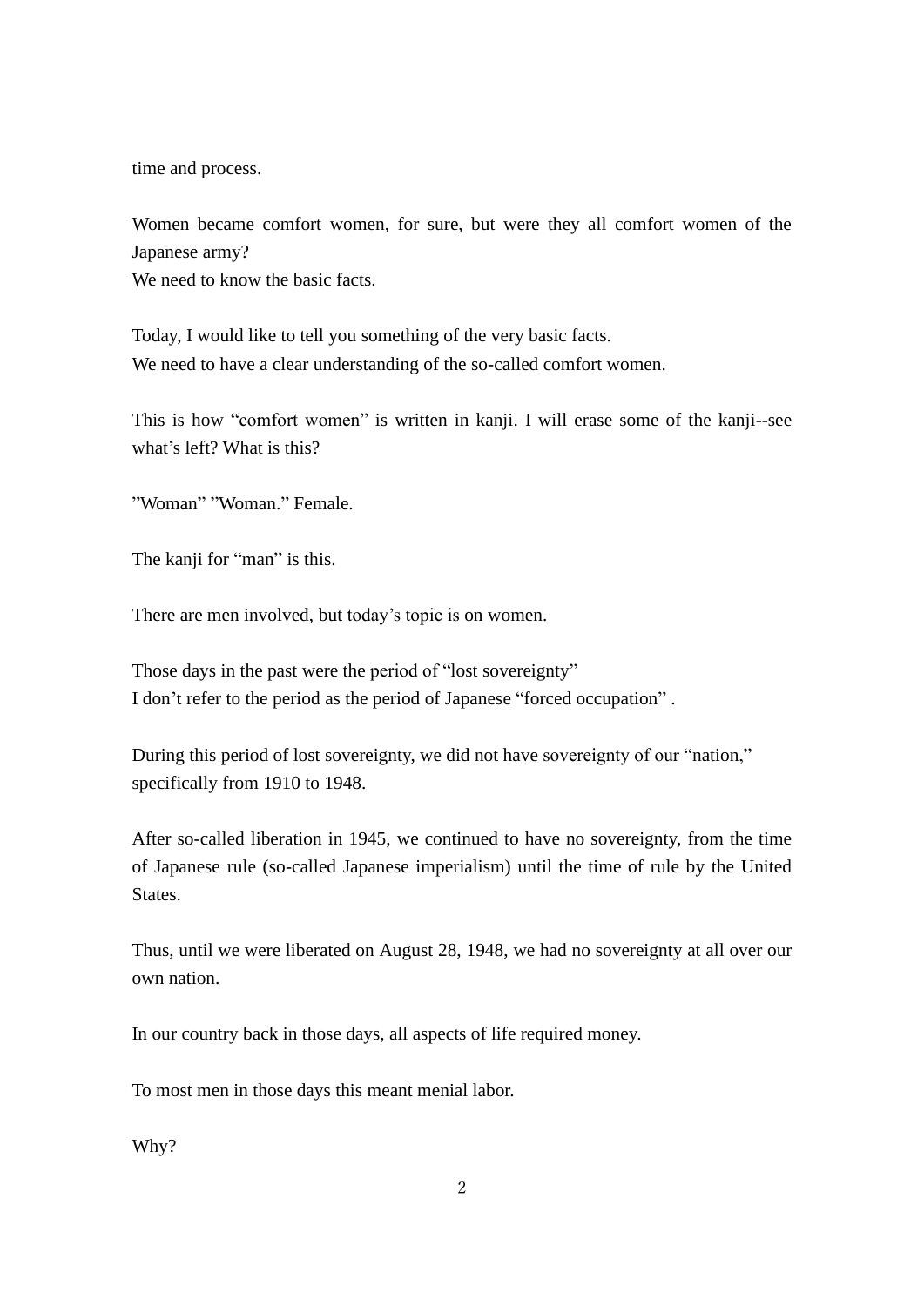time and process.

Women became comfort women, for sure, but were they all comfort women of the Japanese army?
We need to know the basic facts.

Today, I would like to tell you something of the very basic facts.
We need to have a clear understanding of the so-called comfort women.

This is how “comfort women” is written in kanji. I will erase some of the kanji--see what’s left? What is this?

”Woman” ”Woman.” Female.

The kanji for “man” is this.

There are men involved, but today’s topic is on women.

Those days in the past were the period of “lost sovereignty”
I don’t refer to the period as the period of Japanese “forced occupation” .

During this period of lost sovereignty, we did not have sovereignty of our “nation,” specifically from 1910 to 1948.

After so-called liberation in 1945, we continued to have no sovereignty, from the time of Japanese rule (so-called Japanese imperialism) until the time of rule by the United States.

Thus, until we were liberated on August 28, 1948, we had no sovereignty at all over our own nation.

In our country back in those days, all aspects of life required money.

To most men in those days this meant menial labor.

Why?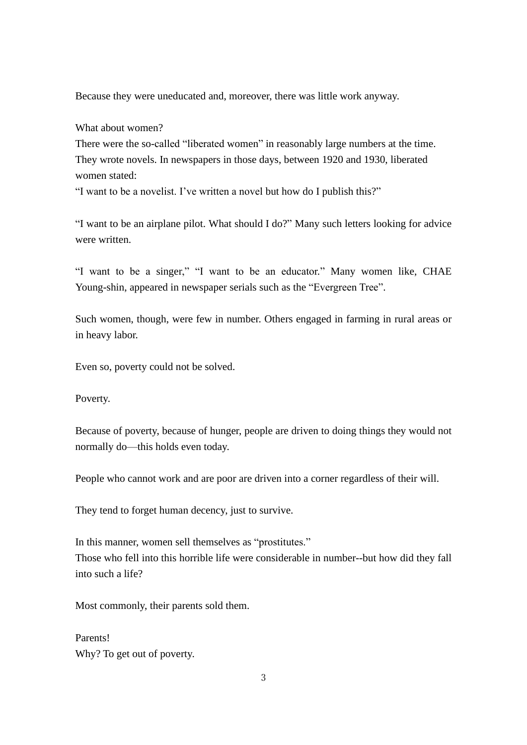Because they were uneducated and, moreover, there was little work anyway.

What about women?
There were the so-called "liberated women" in reasonably large numbers at the time. They wrote novels. In newspapers in those days, between 1920 and 1930, liberated women stated:
"I want to be a novelist. I've written a novel but how do I publish this?"

"I want to be an airplane pilot. What should I do?" Many such letters looking for advice were written.

"I want to be a singer," "I want to be an educator." Many women like, CHAE Young-shin, appeared in newspaper serials such as the "Evergreen Tree".

Such women, though, were few in number. Others engaged in farming in rural areas or in heavy labor.

Even so, poverty could not be solved.

Poverty.

Because of poverty, because of hunger, people are driven to doing things they would not normally do—this holds even today.

People who cannot work and are poor are driven into a corner regardless of their will.

They tend to forget human decency, just to survive.

In this manner, women sell themselves as "prostitutes."
Those who fell into this horrible life were considerable in number--but how did they fall into such a life?

Most commonly, their parents sold them.

Parents!
Why? To get out of poverty.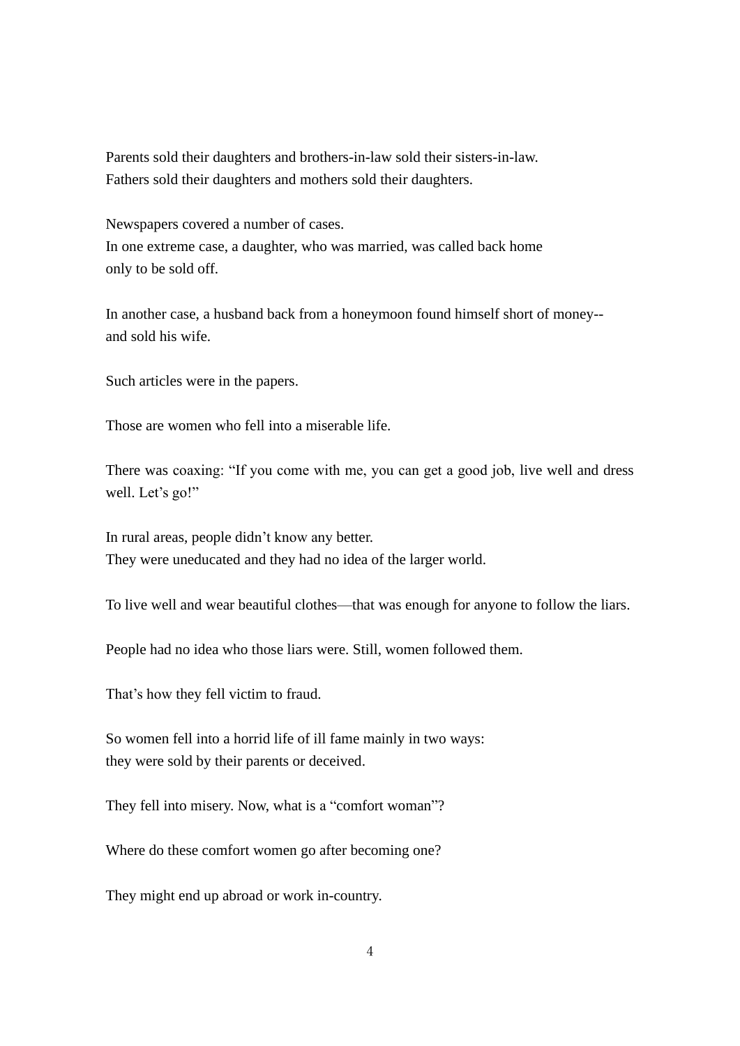Parents sold their daughters and brothers-in-law sold their sisters-in-law.
Fathers sold their daughters and mothers sold their daughters.

Newspapers covered a number of cases.
In one extreme case, a daughter, who was married, was called back home
only to be sold off.

In another case, a husband back from a honeymoon found himself short of money--
and sold his wife.

Such articles were in the papers.

Those are women who fell into a miserable life.

There was coaxing: "If you come with me, you can get a good job, live well and dress well. Let's go!"

In rural areas, people didn't know any better.
They were uneducated and they had no idea of the larger world.

To live well and wear beautiful clothes—that was enough for anyone to follow the liars.

People had no idea who those liars were. Still, women followed them.

That's how they fell victim to fraud.

So women fell into a horrid life of ill fame mainly in two ways:
they were sold by their parents or deceived.

They fell into misery. Now, what is a "comfort woman"?

Where do these comfort women go after becoming one?

They might end up abroad or work in-country.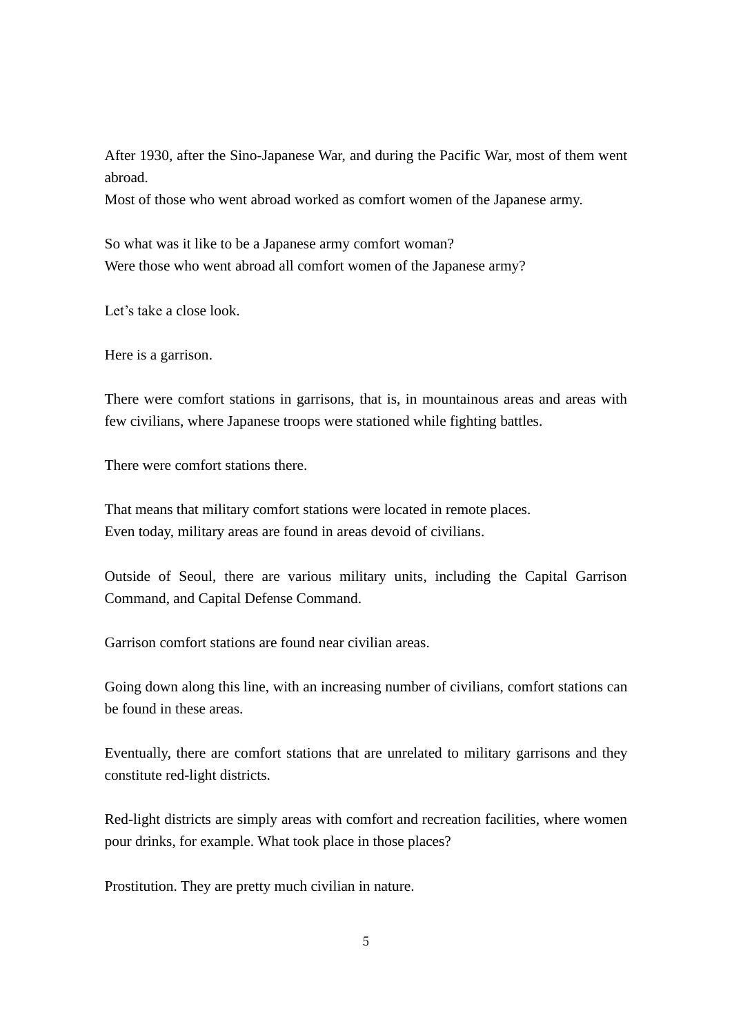After 1930, after the Sino-Japanese War, and during the Pacific War, most of them went abroad.
Most of those who went abroad worked as comfort women of the Japanese army.

So what was it like to be a Japanese army comfort woman?
Were those who went abroad all comfort women of the Japanese army?

Let’s take a close look.

Here is a garrison.

There were comfort stations in garrisons, that is, in mountainous areas and areas with few civilians, where Japanese troops were stationed while fighting battles.

There were comfort stations there.

That means that military comfort stations were located in remote places.
Even today, military areas are found in areas devoid of civilians.

Outside of Seoul, there are various military units, including the Capital Garrison Command, and Capital Defense Command.

Garrison comfort stations are found near civilian areas.

Going down along this line, with an increasing number of civilians, comfort stations can be found in these areas.

Eventually, there are comfort stations that are unrelated to military garrisons and they constitute red-light districts.

Red-light districts are simply areas with comfort and recreation facilities, where women pour drinks, for example. What took place in those places?

Prostitution. They are pretty much civilian in nature.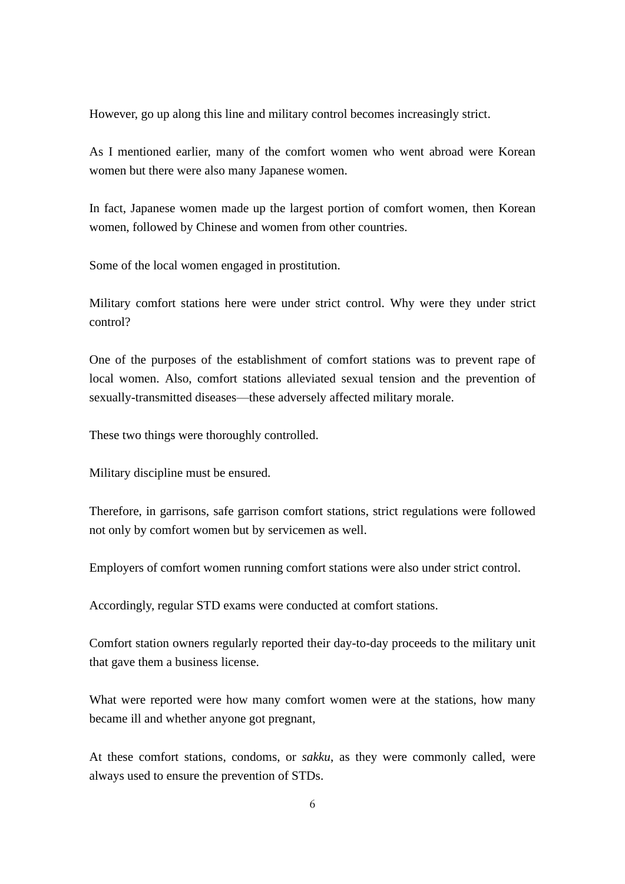However, go up along this line and military control becomes increasingly strict.

As I mentioned earlier, many of the comfort women who went abroad were Korean women but there were also many Japanese women.

In fact, Japanese women made up the largest portion of comfort women, then Korean women, followed by Chinese and women from other countries.

Some of the local women engaged in prostitution.

Military comfort stations here were under strict control. Why were they under strict control?

One of the purposes of the establishment of comfort stations was to prevent rape of local women. Also, comfort stations alleviated sexual tension and the prevention of sexually-transmitted diseases—these adversely affected military morale.

These two things were thoroughly controlled.

Military discipline must be ensured.

Therefore, in garrisons, safe garrison comfort stations, strict regulations were followed not only by comfort women but by servicemen as well.

Employers of comfort women running comfort stations were also under strict control.

Accordingly, regular STD exams were conducted at comfort stations.

Comfort station owners regularly reported their day-to-day proceeds to the military unit that gave them a business license.

What were reported were how many comfort women were at the stations, how many became ill and whether anyone got pregnant,

At these comfort stations, condoms, or *sakku*, as they were commonly called, were always used to ensure the prevention of STDs.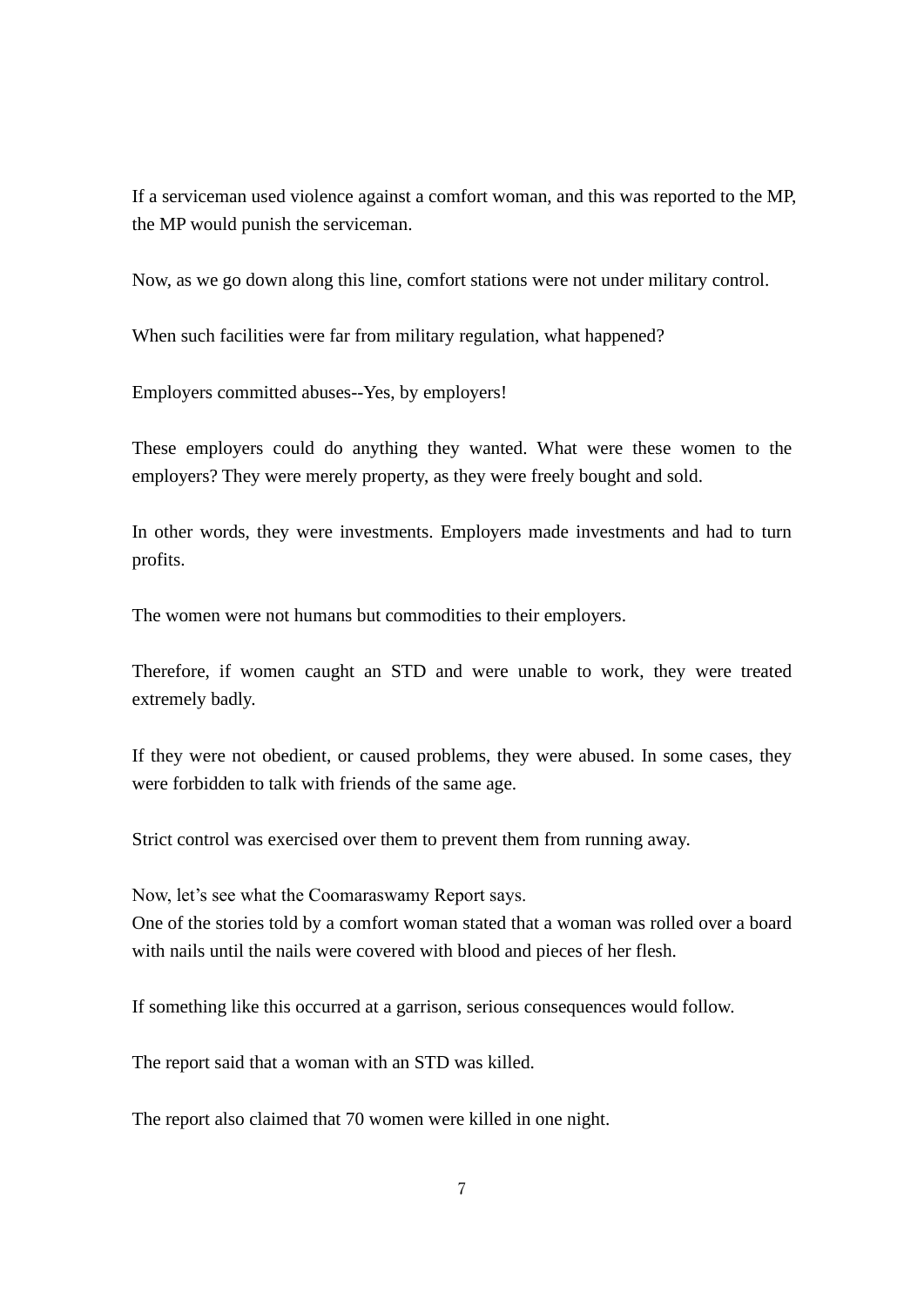If a serviceman used violence against a comfort woman, and this was reported to the MP, the MP would punish the serviceman.

Now, as we go down along this line, comfort stations were not under military control.

When such facilities were far from military regulation, what happened?

Employers committed abuses--Yes, by employers!

These employers could do anything they wanted. What were these women to the employers? They were merely property, as they were freely bought and sold.

In other words, they were investments. Employers made investments and had to turn profits.

The women were not humans but commodities to their employers.

Therefore, if women caught an STD and were unable to work, they were treated extremely badly.

If they were not obedient, or caused problems, they were abused. In some cases, they were forbidden to talk with friends of the same age.

Strict control was exercised over them to prevent them from running away.

Now, let's see what the Coomaraswamy Report says.
One of the stories told by a comfort woman stated that a woman was rolled over a board with nails until the nails were covered with blood and pieces of her flesh.

If something like this occurred at a garrison, serious consequences would follow.

The report said that a woman with an STD was killed.

The report also claimed that 70 women were killed in one night.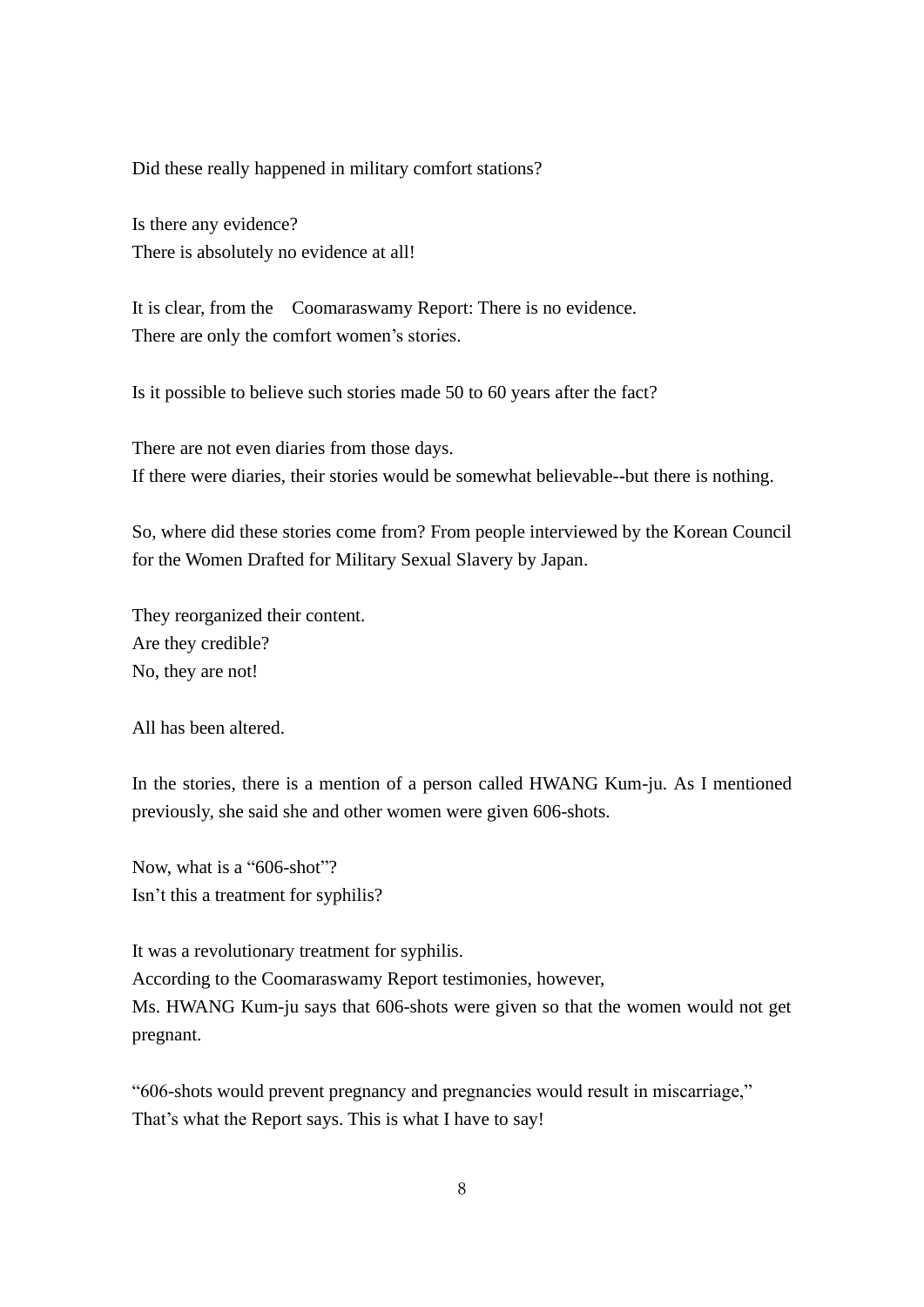Did these really happened in military comfort stations?

Is there any evidence?
There is absolutely no evidence at all!

It is clear, from the Coomaraswamy Report: There is no evidence.
There are only the comfort women's stories.

Is it possible to believe such stories made 50 to 60 years after the fact?

There are not even diaries from those days.
If there were diaries, their stories would be somewhat believable--but there is nothing.

So, where did these stories come from? From people interviewed by the Korean Council for the Women Drafted for Military Sexual Slavery by Japan.

They reorganized their content.
Are they credible?
No, they are not!

All has been altered.

In the stories, there is a mention of a person called HWANG Kum-ju. As I mentioned previously, she said she and other women were given 606-shots.

Now, what is a "606-shot"?
Isn't this a treatment for syphilis?

It was a revolutionary treatment for syphilis.
According to the Coomaraswamy Report testimonies, however,
Ms. HWANG Kum-ju says that 606-shots were given so that the women would not get pregnant.

"606-shots would prevent pregnancy and pregnancies would result in miscarriage,"
That's what the Report says. This is what I have to say!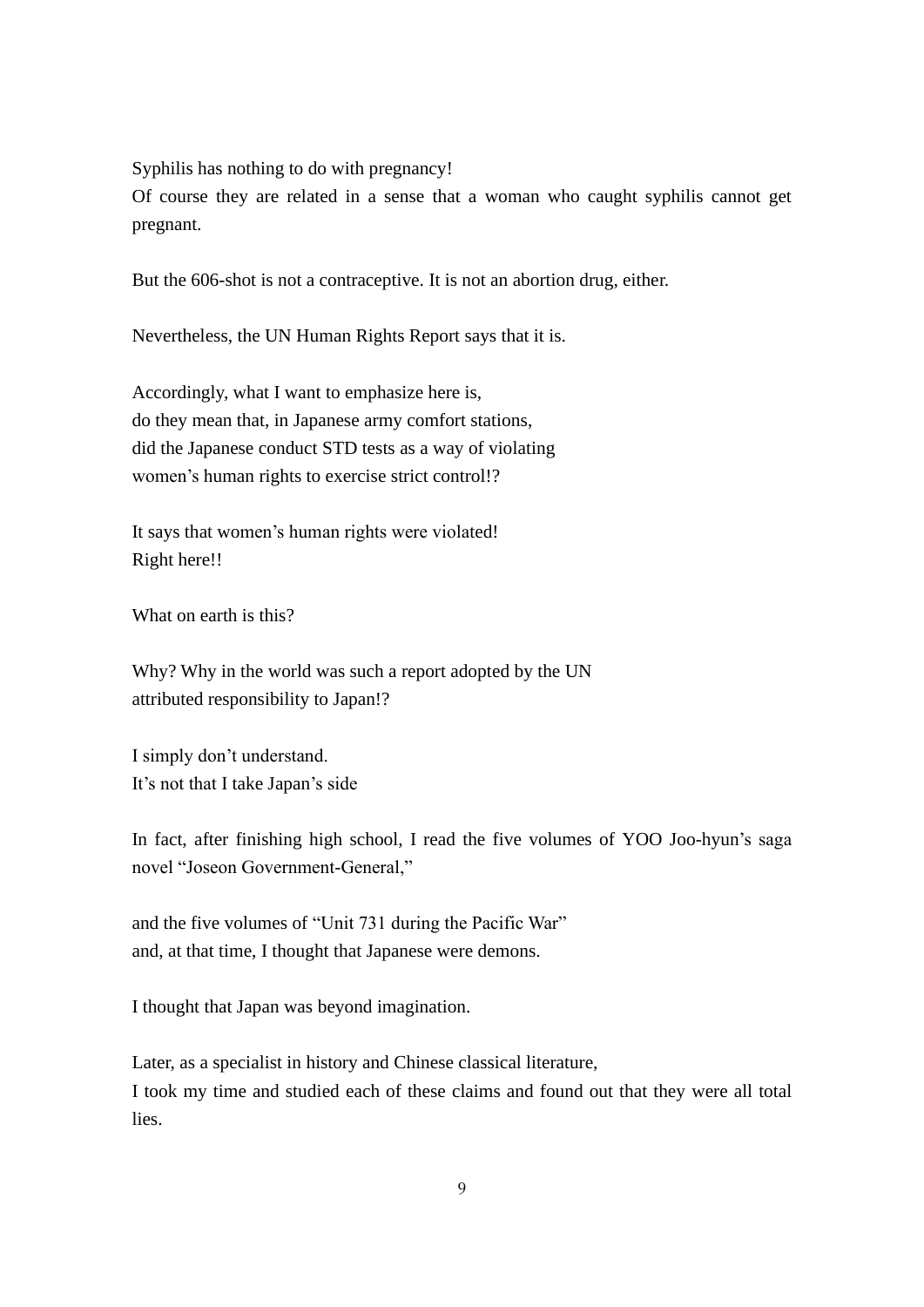Syphilis has nothing to do with pregnancy!
Of course they are related in a sense that a woman who caught syphilis cannot get pregnant.

But the 606-shot is not a contraceptive. It is not an abortion drug, either.

Nevertheless, the UN Human Rights Report says that it is.

Accordingly, what I want to emphasize here is,
do they mean that, in Japanese army comfort stations,
did the Japanese conduct STD tests as a way of violating
women's human rights to exercise strict control!?

It says that women's human rights were violated!
Right here!!

What on earth is this?

Why? Why in the world was such a report adopted by the UN
attributed responsibility to Japan!?

I simply don't understand.
It's not that I take Japan's side

In fact, after finishing high school, I read the five volumes of YOO Joo-hyun's saga novel "Joseon Government-General,"

and the five volumes of "Unit 731 during the Pacific War"
and, at that time, I thought that Japanese were demons.

I thought that Japan was beyond imagination.

Later, as a specialist in history and Chinese classical literature,
I took my time and studied each of these claims and found out that they were all total lies.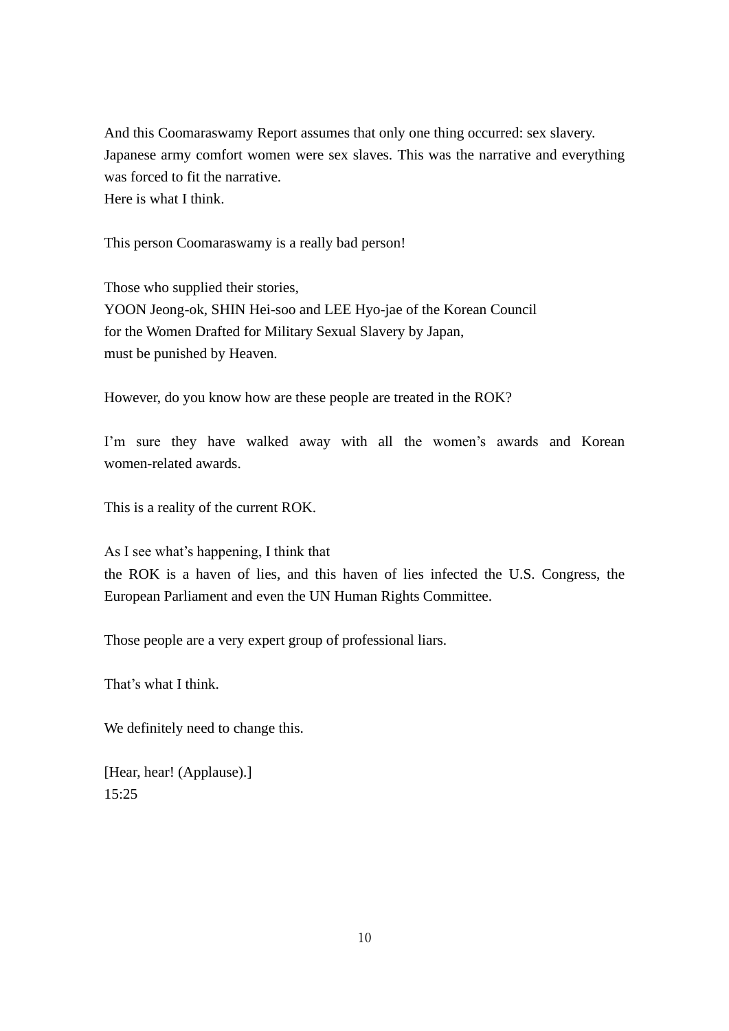And this Coomaraswamy Report assumes that only one thing occurred: sex slavery. Japanese army comfort women were sex slaves. This was the narrative and everything was forced to fit the narrative.
Here is what I think.

This person Coomaraswamy is a really bad person!

Those who supplied their stories,
YOON Jeong-ok, SHIN Hei-soo and LEE Hyo-jae of the Korean Council
for the Women Drafted for Military Sexual Slavery by Japan,
must be punished by Heaven.

However, do you know how are these people are treated in the ROK?

I'm sure they have walked away with all the women's awards and Korean women-related awards.

This is a reality of the current ROK.

As I see what's happening, I think that
the ROK is a haven of lies, and this haven of lies infected the U.S. Congress, the European Parliament and even the UN Human Rights Committee.

Those people are a very expert group of professional liars.

That's what I think.

We definitely need to change this.

[Hear, hear! (Applause).]
15:25